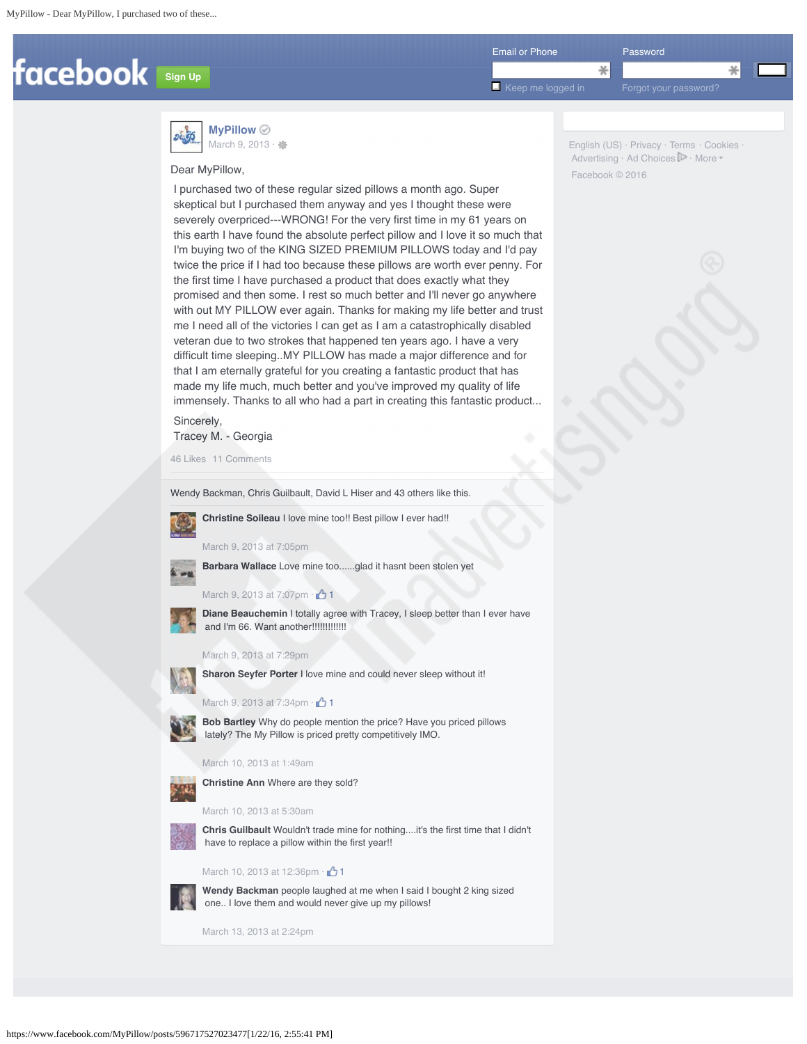**MyPillow**
March 9, 2013

Dear MyPillow,

I purchased two of these regular sized pillows a month ago. Super skeptical but I purchased them anyway and yes I thought these were severely overpriced---WRONG! For the very first time in my 61 years on this earth I have found the absolute perfect pillow and I love it so much that I'm buying two of the KING SIZED PREMIUM PILLOWS today and I'd pay twice the price if I had too because these pillows are worth ever penny. For the first time I have purchased a product that does exactly what they promised and then some. I rest so much better and I'll never go anywhere with out MY PILLOW ever again. Thanks for making my life better and trust me I need all of the victories I can get as I am a catastrophically disabled veteran due to two strokes that happened ten years ago. I have a very difficult time sleeping..MY PILLOW has made a major difference and for that I am eternally grateful for you creating a fantastic product that has made my life much, much better and you've improved my quality of life immensely. Thanks to all who had a part in creating this fantastic product...

Sincerely,
Tracey M. - Georgia

46 Likes 11 Comments

Wendy Backman, Chris Guilbault, David L Hiser and 43 others like this.

**Christine Soileau** I love mine too!! Best pillow I ever had!!

March 9, 2013 at 7:05pm

**Barbara Wallace** Love mine too......glad it hasnt been stolen yet

March 9, 2013 at 7:07pm · 1

**Diane Beauchemin** I totally agree with Tracey, I sleep better than I ever have and I'm 66. Want another!!!!!!!!!!!!

March 9, 2013 at 7:29pm

**Sharon Seyfer Porter** I love mine and could never sleep without it!

March 9, 2013 at 7:34pm · 1

**Bob Bartley** Why do people mention the price? Have you priced pillows lately? The My Pillow is priced pretty competitively IMO.

March 10, 2013 at 1:49am

**Christine Ann** Where are they sold?

March 10, 2013 at 5:30am

**Chris Guilbault** Wouldn't trade mine for nothing....it's the first time that I didn't have to replace a pillow within the first year!!

March 10, 2013 at 12:36pm · 1

**Wendy Backman** people laughed at me when I said I bought 2 king sized one.. I love them and would never give up my pillows!

March 13, 2013 at 2:24pm